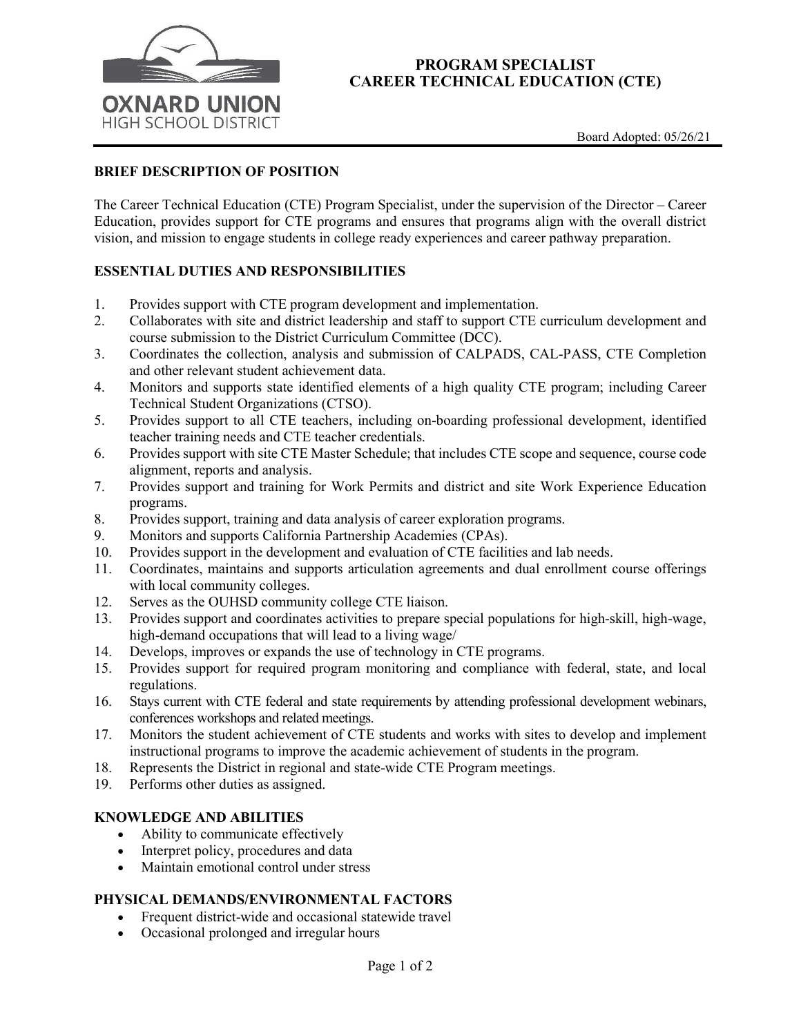OXNARD UNION HIGH SCHOOL DISTRICT

# PROGRAM SPECIALIST
# CAREER TECHNICAL EDUCATION (CTE)

Board Adopted: 05/26/21

## BRIEF DESCRIPTION OF POSITION

The Career Technical Education (CTE) Program Specialist, under the supervision of the Director – Career Education, provides support for CTE programs and ensures that programs align with the overall district vision, and mission to engage students in college ready experiences and career pathway preparation.

## ESSENTIAL DUTIES AND RESPONSIBILITIES

1. Provides support with CTE program development and implementation.
2. Collaborates with site and district leadership and staff to support CTE curriculum development and course submission to the District Curriculum Committee (DCC).
3. Coordinates the collection, analysis and submission of CALPADS, CAL-PASS, CTE Completion and other relevant student achievement data.
4. Monitors and supports state identified elements of a high quality CTE program; including Career Technical Student Organizations (CTSO).
5. Provides support to all CTE teachers, including on-boarding professional development, identified teacher training needs and CTE teacher credentials.
6. Provides support with site CTE Master Schedule; that includes CTE scope and sequence, course code alignment, reports and analysis.
7. Provides support and training for Work Permits and district and site Work Experience Education programs.
8. Provides support, training and data analysis of career exploration programs.
9. Monitors and supports California Partnership Academies (CPAs).
10. Provides support in the development and evaluation of CTE facilities and lab needs.
11. Coordinates, maintains and supports articulation agreements and dual enrollment course offerings with local community colleges.
12. Serves as the OUHSD community college CTE liaison.
13. Provides support and coordinates activities to prepare special populations for high-skill, high-wage, high-demand occupations that will lead to a living wage/
14. Develops, improves or expands the use of technology in CTE programs.
15. Provides support for required program monitoring and compliance with federal, state, and local regulations.
16. Stays current with CTE federal and state requirements by attending professional development webinars, conferences workshops and related meetings.
17. Monitors the student achievement of CTE students and works with sites to develop and implement instructional programs to improve the academic achievement of students in the program.
18. Represents the District in regional and state-wide CTE Program meetings.
19. Performs other duties as assigned.

## KNOWLEDGE AND ABILITIES

- Ability to communicate effectively
- Interpret policy, procedures and data
- Maintain emotional control under stress

## PHYSICAL DEMANDS/ENVIRONMENTAL FACTORS

- Frequent district-wide and occasional statewide travel
- Occasional prolonged and irregular hours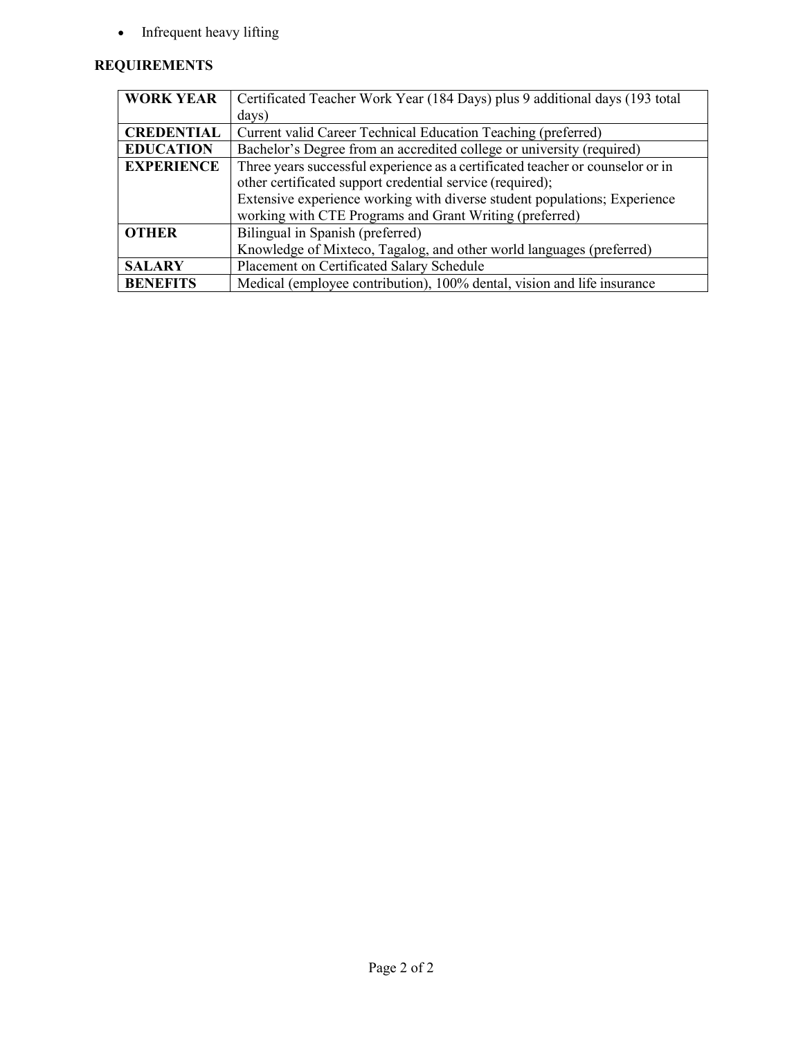- Infrequent heavy lifting

**REQUIREMENTS**

| | |
|---|---|
| **WORK YEAR** | Certificated Teacher Work Year (184 Days) plus 9 additional days (193 total days) |
| **CREDENTIAL** | Current valid Career Technical Education Teaching (preferred) |
| **EDUCATION** | Bachelor's Degree from an accredited college or university (required) |
| **EXPERIENCE** | Three years successful experience as a certificated teacher or counselor or in other certificated support credential service (required);<br>Extensive experience working with diverse student populations; Experience working with CTE Programs and Grant Writing (preferred) |
| **OTHER** | Bilingual in Spanish (preferred)<br>Knowledge of Mixteco, Tagalog, and other world languages (preferred) |
| **SALARY** | Placement on Certificated Salary Schedule |
| **BENEFITS** | Medical (employee contribution), 100% dental, vision and life insurance |